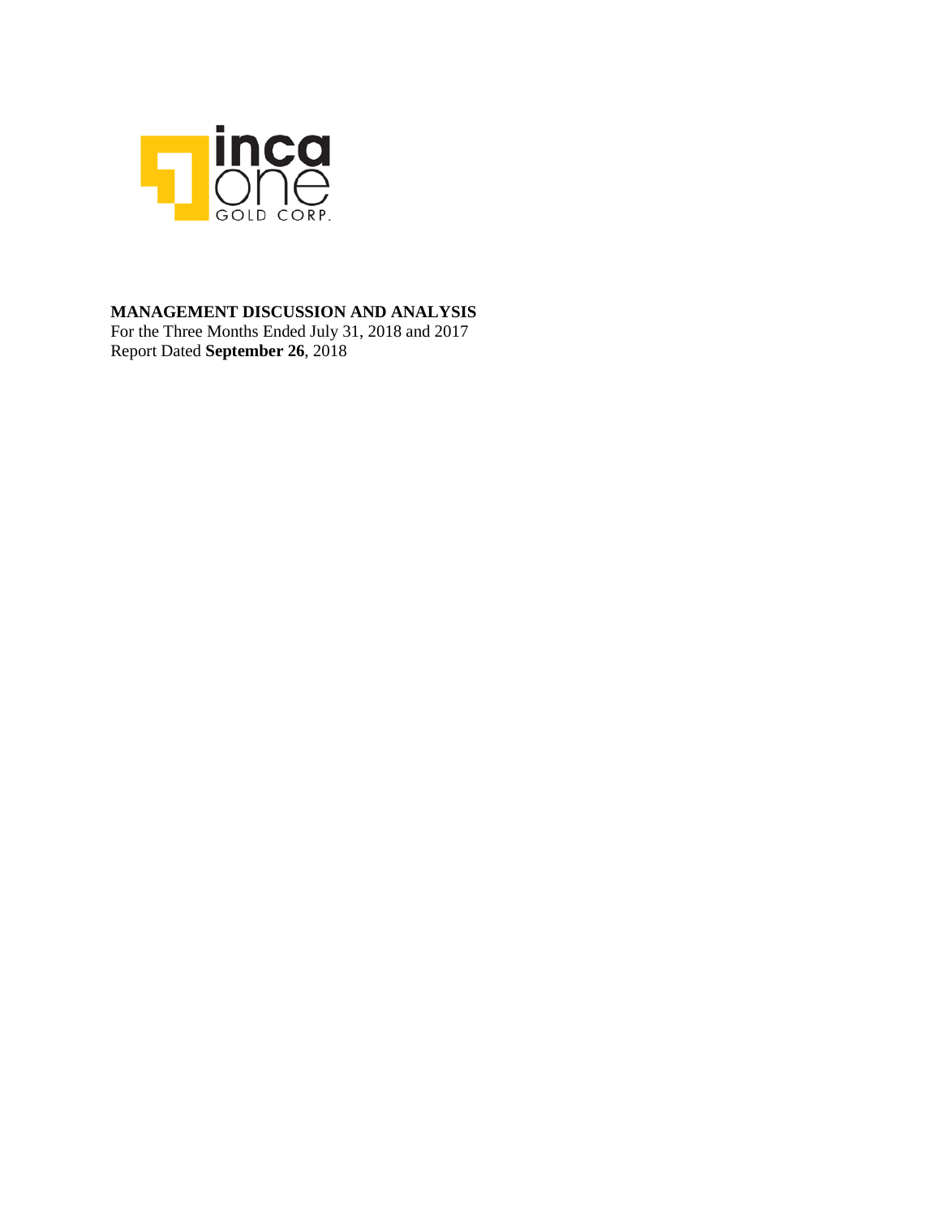inca one GOLD CORP.

**MANAGEMENT DISCUSSION AND ANALYSIS**
For the Three Months Ended July 31, 2018 and 2017
Report Dated **September 26**, 2018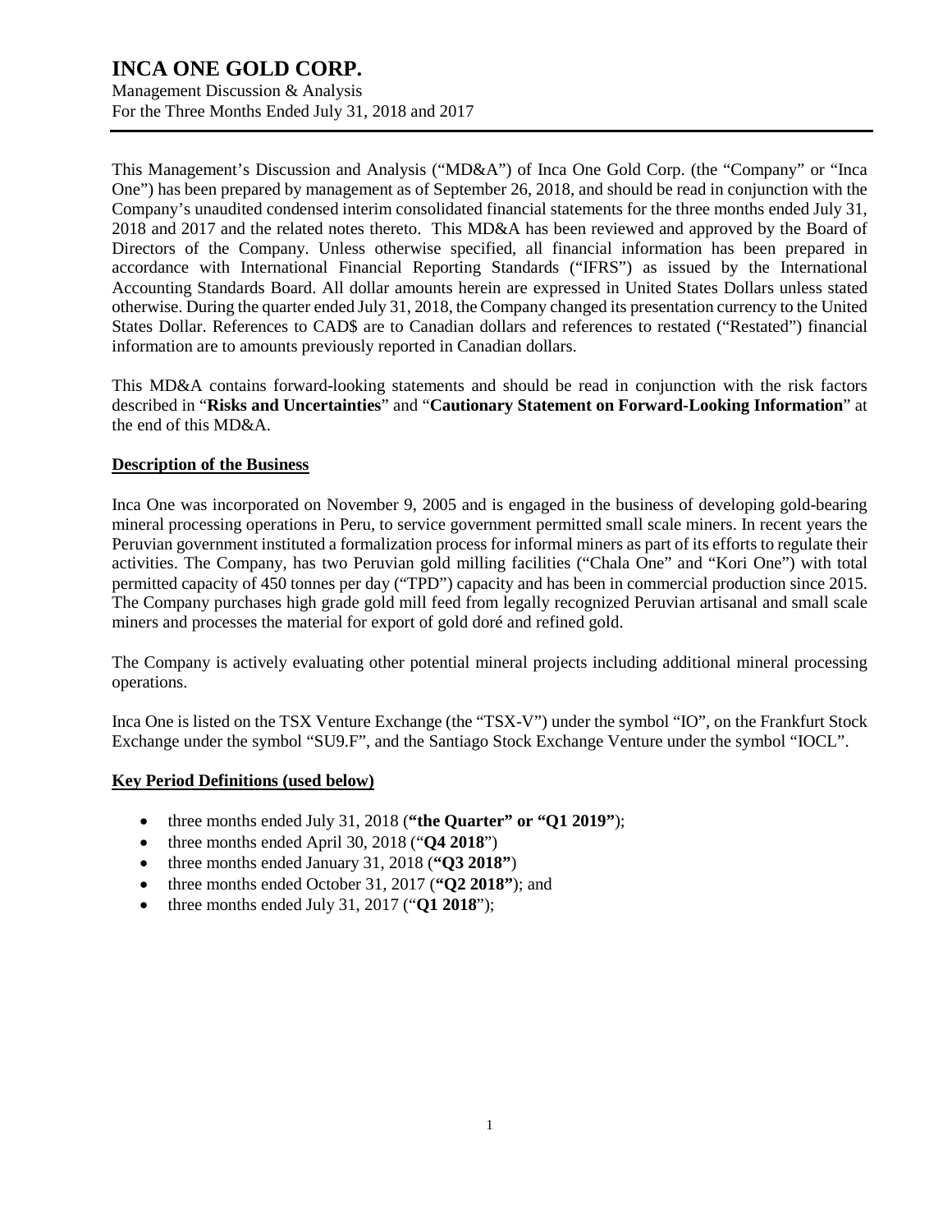This Management's Discussion and Analysis ("MD&A") of Inca One Gold Corp. (the "Company" or "Inca One") has been prepared by management as of September 26, 2018, and should be read in conjunction with the Company's unaudited condensed interim consolidated financial statements for the three months ended July 31, 2018 and 2017 and the related notes thereto. This MD&A has been reviewed and approved by the Board of Directors of the Company. Unless otherwise specified, all financial information has been prepared in accordance with International Financial Reporting Standards ("IFRS") as issued by the International Accounting Standards Board. All dollar amounts herein are expressed in United States Dollars unless stated otherwise. During the quarter ended July 31, 2018, the Company changed its presentation currency to the United States Dollar. References to CAD$ are to Canadian dollars and references to restated ("Restated") financial information are to amounts previously reported in Canadian dollars.

This MD&A contains forward-looking statements and should be read in conjunction with the risk factors described in "**Risks and Uncertainties**" and "**Cautionary Statement on Forward-Looking Information**" at the end of this MD&A.

## Description of the Business

Inca One was incorporated on November 9, 2005 and is engaged in the business of developing gold-bearing mineral processing operations in Peru, to service government permitted small scale miners. In recent years the Peruvian government instituted a formalization process for informal miners as part of its efforts to regulate their activities. The Company, has two Peruvian gold milling facilities ("Chala One" and "Kori One") with total permitted capacity of 450 tonnes per day ("TPD") capacity and has been in commercial production since 2015. The Company purchases high grade gold mill feed from legally recognized Peruvian artisanal and small scale miners and processes the material for export of gold doré and refined gold.

The Company is actively evaluating other potential mineral projects including additional mineral processing operations.

Inca One is listed on the TSX Venture Exchange (the "TSX-V") under the symbol "IO", on the Frankfurt Stock Exchange under the symbol "SU9.F", and the Santiago Stock Exchange Venture under the symbol "IOCL".

## Key Period Definitions (used below)

- three months ended July 31, 2018 (**"the Quarter" or "Q1 2019"**);
- three months ended April 30, 2018 ("**Q4 2018**")
- three months ended January 31, 2018 (**"Q3 2018"**)
- three months ended October 31, 2017 (**"Q2 2018"**); and
- three months ended July 31, 2017 ("**Q1 2018**");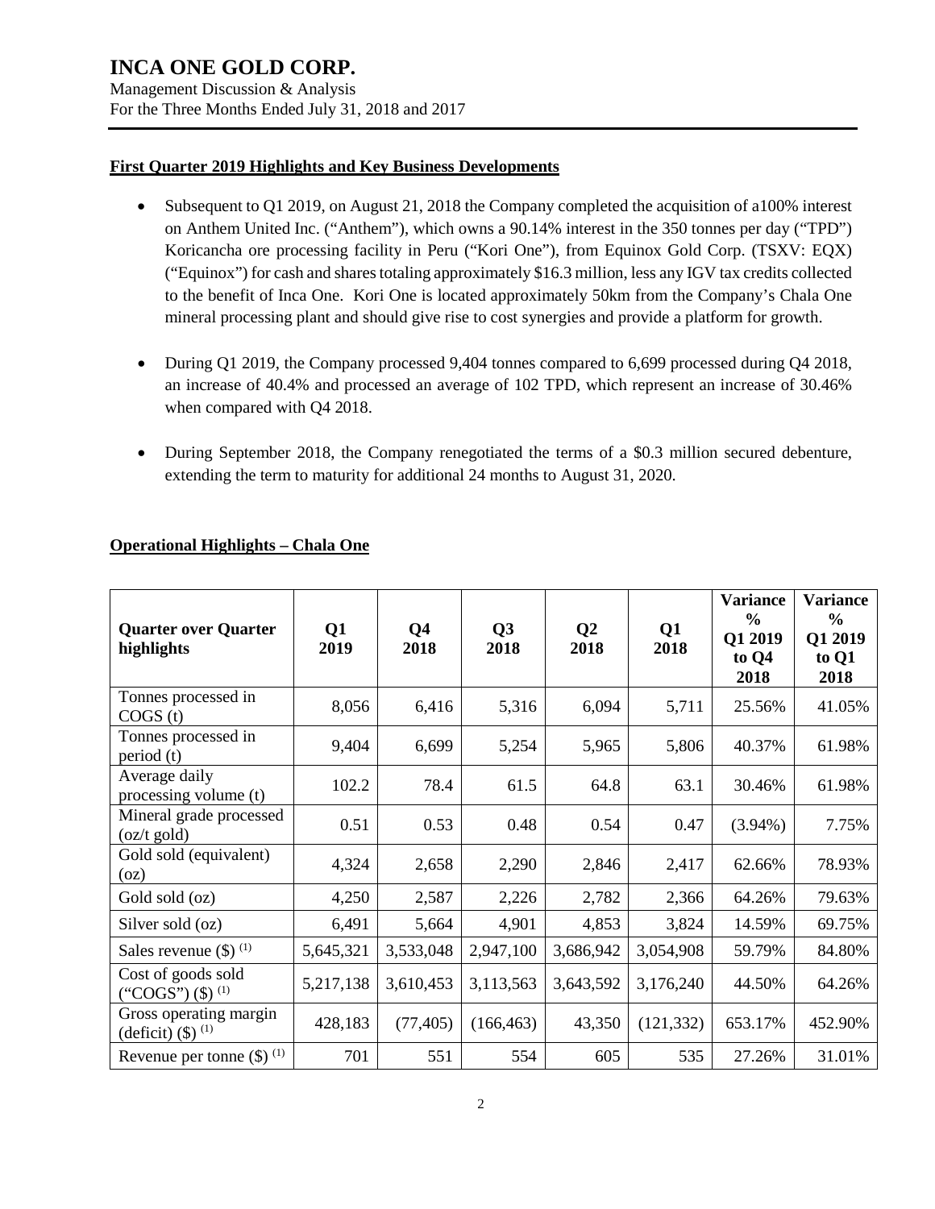# INCA ONE GOLD CORP.

Management Discussion & Analysis
For the Three Months Ended July 31, 2018 and 2017

**First Quarter 2019 Highlights and Key Business Developments**

- Subsequent to Q1 2019, on August 21, 2018 the Company completed the acquisition of a100% interest on Anthem United Inc. ("Anthem"), which owns a 90.14% interest in the 350 tonnes per day ("TPD") Koricancha ore processing facility in Peru ("Kori One"), from Equinox Gold Corp. (TSXV: EQX) ("Equinox") for cash and shares totaling approximately $16.3 million, less any IGV tax credits collected to the benefit of Inca One. Kori One is located approximately 50km from the Company's Chala One mineral processing plant and should give rise to cost synergies and provide a platform for growth.
- During Q1 2019, the Company processed 9,404 tonnes compared to 6,699 processed during Q4 2018, an increase of 40.4% and processed an average of 102 TPD, which represent an increase of 30.46% when compared with Q4 2018.
- During September 2018, the Company renegotiated the terms of a $0.3 million secured debenture, extending the term to maturity for additional 24 months to August 31, 2020.

**Operational Highlights – Chala One**

| Quarter over Quarter highlights | Q1 2019 | Q4 2018 | Q3 2018 | Q2 2018 | Q1 2018 | Variance % Q1 2019 to Q4 2018 | Variance % Q1 2019 to Q1 2018 |
|---|---|---|---|---|---|---|---|
| Tonnes processed in COGS (t) | 8,056 | 6,416 | 5,316 | 6,094 | 5,711 | 25.56% | 41.05% |
| Tonnes processed in period (t) | 9,404 | 6,699 | 5,254 | 5,965 | 5,806 | 40.37% | 61.98% |
| Average daily processing volume (t) | 102.2 | 78.4 | 61.5 | 64.8 | 63.1 | 30.46% | 61.98% |
| Mineral grade processed (oz/t gold) | 0.51 | 0.53 | 0.48 | 0.54 | 0.47 | (3.94%) | 7.75% |
| Gold sold (equivalent) (oz) | 4,324 | 2,658 | 2,290 | 2,846 | 2,417 | 62.66% | 78.93% |
| Gold sold (oz) | 4,250 | 2,587 | 2,226 | 2,782 | 2,366 | 64.26% | 79.63% |
| Silver sold (oz) | 6,491 | 5,664 | 4,901 | 4,853 | 3,824 | 14.59% | 69.75% |
| Sales revenue ($) (1) | 5,645,321 | 3,533,048 | 2,947,100 | 3,686,942 | 3,054,908 | 59.79% | 84.80% |
| Cost of goods sold ("COGS") ($) (1) | 5,217,138 | 3,610,453 | 3,113,563 | 3,643,592 | 3,176,240 | 44.50% | 64.26% |
| Gross operating margin (deficit) ($) (1) | 428,183 | (77,405) | (166,463) | 43,350 | (121,332) | 653.17% | 452.90% |
| Revenue per tonne ($) (1) | 701 | 551 | 554 | 605 | 535 | 27.26% | 31.01% |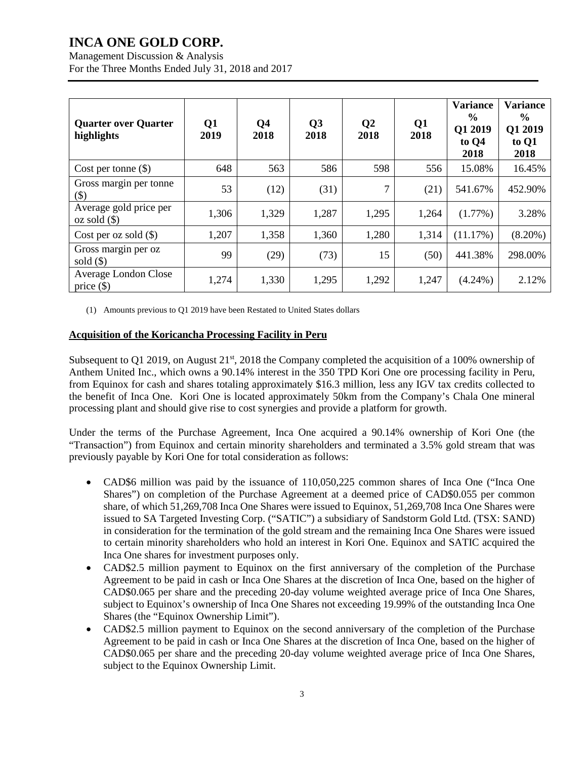| Quarter over Quarter highlights | Q1 2019 | Q4 2018 | Q3 2018 | Q2 2018 | Q1 2018 | Variance % Q1 2019 to Q4 2018 | Variance % Q1 2019 to Q1 2018 |
|---|---|---|---|---|---|---|---|
| Cost per tonne ($) | 648 | 563 | 586 | 598 | 556 | 15.08% | 16.45% |
| Gross margin per tonne ($) | 53 | (12) | (31) | 7 | (21) | 541.67% | 452.90% |
| Average gold price per oz sold ($) | 1,306 | 1,329 | 1,287 | 1,295 | 1,264 | (1.77%) | 3.28% |
| Cost per oz sold ($) | 1,207 | 1,358 | 1,360 | 1,280 | 1,314 | (11.17%) | (8.20%) |
| Gross margin per oz sold ($) | 99 | (29) | (73) | 15 | (50) | 441.38% | 298.00% |
| Average London Close price ($) | 1,274 | 1,330 | 1,295 | 1,292 | 1,247 | (4.24%) | 2.12% |

(1) Amounts previous to Q1 2019 have been Restated to United States dollars

## Acquisition of the Koricancha Processing Facility in Peru

Subsequent to Q1 2019, on August 21st, 2018 the Company completed the acquisition of a 100% ownership of Anthem United Inc., which owns a 90.14% interest in the 350 TPD Kori One ore processing facility in Peru, from Equinox for cash and shares totaling approximately $16.3 million, less any IGV tax credits collected to the benefit of Inca One. Kori One is located approximately 50km from the Company's Chala One mineral processing plant and should give rise to cost synergies and provide a platform for growth.

Under the terms of the Purchase Agreement, Inca One acquired a 90.14% ownership of Kori One (the "Transaction") from Equinox and certain minority shareholders and terminated a 3.5% gold stream that was previously payable by Kori One for total consideration as follows:

- CAD$6 million was paid by the issuance of 110,050,225 common shares of Inca One ("Inca One Shares") on completion of the Purchase Agreement at a deemed price of CAD$0.055 per common share, of which 51,269,708 Inca One Shares were issued to Equinox, 51,269,708 Inca One Shares were issued to SA Targeted Investing Corp. ("SATIC") a subsidiary of Sandstorm Gold Ltd. (TSX: SAND) in consideration for the termination of the gold stream and the remaining Inca One Shares were issued to certain minority shareholders who hold an interest in Kori One. Equinox and SATIC acquired the Inca One shares for investment purposes only.
- CAD$2.5 million payment to Equinox on the first anniversary of the completion of the Purchase Agreement to be paid in cash or Inca One Shares at the discretion of Inca One, based on the higher of CAD$0.065 per share and the preceding 20-day volume weighted average price of Inca One Shares, subject to Equinox's ownership of Inca One Shares not exceeding 19.99% of the outstanding Inca One Shares (the "Equinox Ownership Limit").
- CAD$2.5 million payment to Equinox on the second anniversary of the completion of the Purchase Agreement to be paid in cash or Inca One Shares at the discretion of Inca One, based on the higher of CAD$0.065 per share and the preceding 20-day volume weighted average price of Inca One Shares, subject to the Equinox Ownership Limit.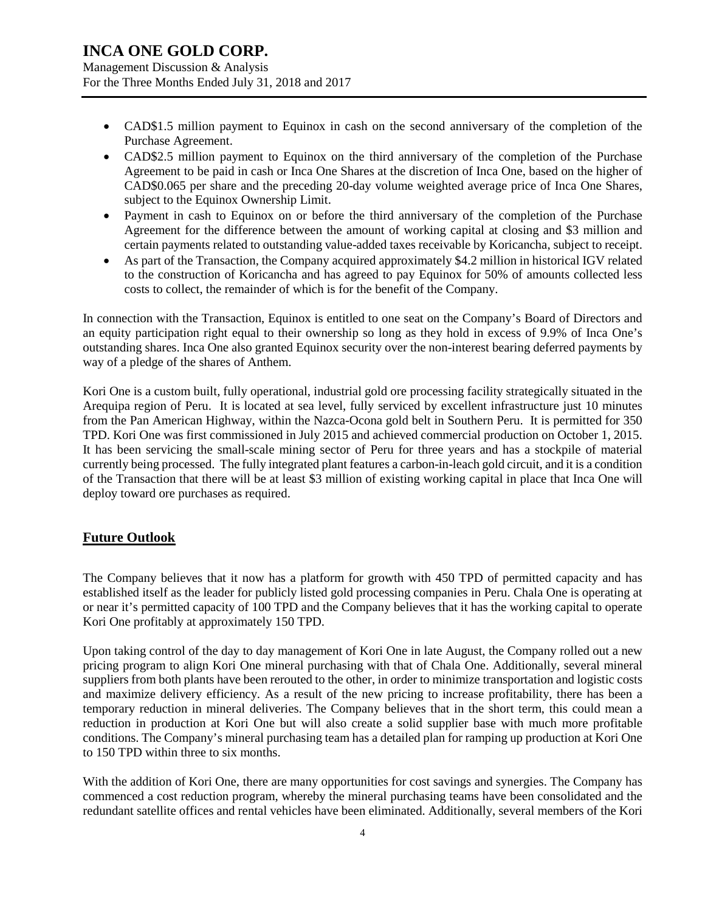- CAD$1.5 million payment to Equinox in cash on the second anniversary of the completion of the Purchase Agreement.
- CAD$2.5 million payment to Equinox on the third anniversary of the completion of the Purchase Agreement to be paid in cash or Inca One Shares at the discretion of Inca One, based on the higher of CAD$0.065 per share and the preceding 20-day volume weighted average price of Inca One Shares, subject to the Equinox Ownership Limit.
- Payment in cash to Equinox on or before the third anniversary of the completion of the Purchase Agreement for the difference between the amount of working capital at closing and $3 million and certain payments related to outstanding value-added taxes receivable by Koricancha, subject to receipt.
- As part of the Transaction, the Company acquired approximately $4.2 million in historical IGV related to the construction of Koricancha and has agreed to pay Equinox for 50% of amounts collected less costs to collect, the remainder of which is for the benefit of the Company.

In connection with the Transaction, Equinox is entitled to one seat on the Company's Board of Directors and an equity participation right equal to their ownership so long as they hold in excess of 9.9% of Inca One's outstanding shares. Inca One also granted Equinox security over the non-interest bearing deferred payments by way of a pledge of the shares of Anthem.

Kori One is a custom built, fully operational, industrial gold ore processing facility strategically situated in the Arequipa region of Peru. It is located at sea level, fully serviced by excellent infrastructure just 10 minutes from the Pan American Highway, within the Nazca-Ocona gold belt in Southern Peru. It is permitted for 350 TPD. Kori One was first commissioned in July 2015 and achieved commercial production on October 1, 2015. It has been servicing the small-scale mining sector of Peru for three years and has a stockpile of material currently being processed. The fully integrated plant features a carbon-in-leach gold circuit, and it is a condition of the Transaction that there will be at least $3 million of existing working capital in place that Inca One will deploy toward ore purchases as required.

## Future Outlook

The Company believes that it now has a platform for growth with 450 TPD of permitted capacity and has established itself as the leader for publicly listed gold processing companies in Peru. Chala One is operating at or near it's permitted capacity of 100 TPD and the Company believes that it has the working capital to operate Kori One profitably at approximately 150 TPD.

Upon taking control of the day to day management of Kori One in late August, the Company rolled out a new pricing program to align Kori One mineral purchasing with that of Chala One. Additionally, several mineral suppliers from both plants have been rerouted to the other, in order to minimize transportation and logistic costs and maximize delivery efficiency. As a result of the new pricing to increase profitability, there has been a temporary reduction in mineral deliveries. The Company believes that in the short term, this could mean a reduction in production at Kori One but will also create a solid supplier base with much more profitable conditions. The Company's mineral purchasing team has a detailed plan for ramping up production at Kori One to 150 TPD within three to six months.

With the addition of Kori One, there are many opportunities for cost savings and synergies. The Company has commenced a cost reduction program, whereby the mineral purchasing teams have been consolidated and the redundant satellite offices and rental vehicles have been eliminated. Additionally, several members of the Kori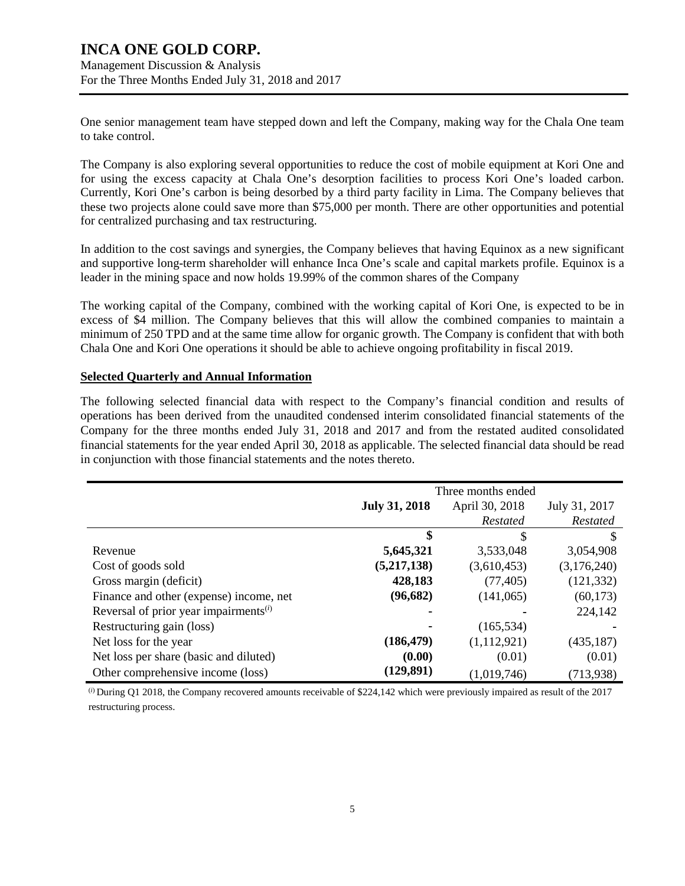One senior management team have stepped down and left the Company, making way for the Chala One team to take control.

The Company is also exploring several opportunities to reduce the cost of mobile equipment at Kori One and for using the excess capacity at Chala One's desorption facilities to process Kori One's loaded carbon. Currently, Kori One's carbon is being desorbed by a third party facility in Lima. The Company believes that these two projects alone could save more than $75,000 per month. There are other opportunities and potential for centralized purchasing and tax restructuring.

In addition to the cost savings and synergies, the Company believes that having Equinox as a new significant and supportive long-term shareholder will enhance Inca One's scale and capital markets profile. Equinox is a leader in the mining space and now holds 19.99% of the common shares of the Company

The working capital of the Company, combined with the working capital of Kori One, is expected to be in excess of $4 million. The Company believes that this will allow the combined companies to maintain a minimum of 250 TPD and at the same time allow for organic growth. The Company is confident that with both Chala One and Kori One operations it should be able to achieve ongoing profitability in fiscal 2019.

## Selected Quarterly and Annual Information

The following selected financial data with respect to the Company's financial condition and results of operations has been derived from the unaudited condensed interim consolidated financial statements of the Company for the three months ended July 31, 2018 and 2017 and from the restated audited consolidated financial statements for the year ended April 30, 2018 as applicable. The selected financial data should be read in conjunction with those financial statements and the notes thereto.

| | Three months ended | | |
|---|---|---|---|
| | **July 31, 2018** | April 30, 2018 *Restated* | July 31, 2017 *Restated* |
| | **$** | $ | $ |
| Revenue | **5,645,321** | 3,533,048 | 3,054,908 |
| Cost of goods sold | **(5,217,138)** | (3,610,453) | (3,176,240) |
| Gross margin (deficit) | **428,183** | (77,405) | (121,332) |
| Finance and other (expense) income, net | **(96,682)** | (141,065) | (60,173) |
| Reversal of prior year impairments[(i)] | **-** | - | 224,142 |
| Restructuring gain (loss) | **-** | (165,534) | - |
| Net loss for the year | **(186,479)** | (1,112,921) | (435,187) |
| Net loss per share (basic and diluted) | **(0.00)** | (0.01) | (0.01) |
| Other comprehensive income (loss) | **(129,891)** | (1,019,746) | (713,938) |

[(i)] During Q1 2018, the Company recovered amounts receivable of $224,142 which were previously impaired as result of the 2017 restructuring process.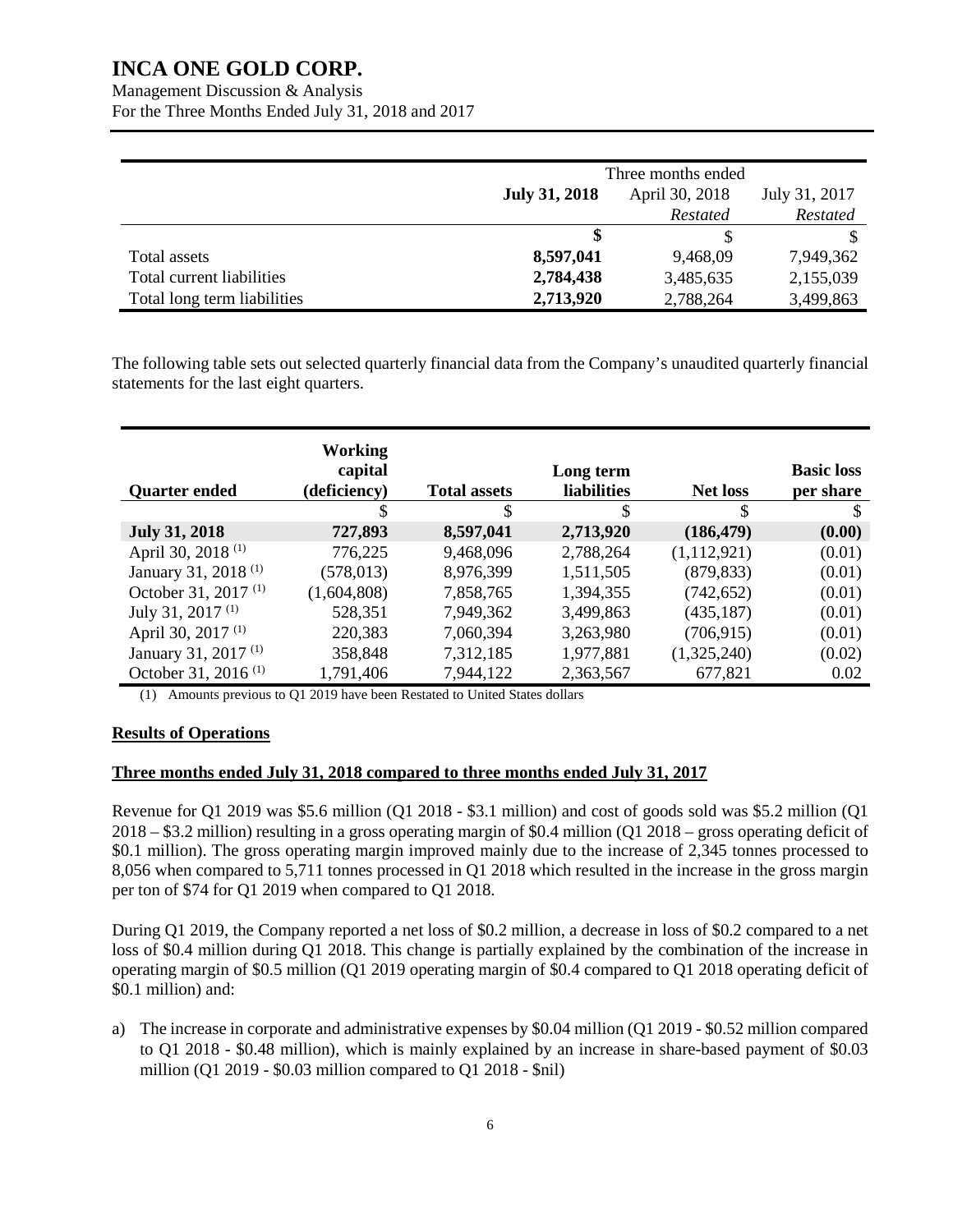| | Three months ended | | |
|---|---|---|---|
| | **July 31, 2018** | April 30, 2018 *Restated* | July 31, 2017 *Restated* |
| | **$** | $ | $ |
| Total assets | **8,597,041** | 9,468,09 | 7,949,362 |
| Total current liabilities | **2,784,438** | 3,485,635 | 2,155,039 |
| Total long term liabilities | **2,713,920** | 2,788,264 | 3,499,863 |

The following table sets out selected quarterly financial data from the Company's unaudited quarterly financial statements for the last eight quarters.

| Quarter ended | Working capital (deficiency) | Total assets | Long term liabilities | Net loss | Basic loss per share |
|---|---|---|---|---|---|
| | $ | $ | $ | $ | $ |
| **July 31, 2018** | **727,893** | **8,597,041** | **2,713,920** | **(186,479)** | **(0.00)** |
| April 30, 2018 (1) | 776,225 | 9,468,096 | 2,788,264 | (1,112,921) | (0.01) |
| January 31, 2018 (1) | (578,013) | 8,976,399 | 1,511,505 | (879,833) | (0.01) |
| October 31, 2017 (1) | (1,604,808) | 7,858,765 | 1,394,355 | (742,652) | (0.01) |
| July 31, 2017 (1) | 528,351 | 7,949,362 | 3,499,863 | (435,187) | (0.01) |
| April 30, 2017 (1) | 220,383 | 7,060,394 | 3,263,980 | (706,915) | (0.01) |
| January 31, 2017 (1) | 358,848 | 7,312,185 | 1,977,881 | (1,325,240) | (0.02) |
| October 31, 2016 (1) | 1,791,406 | 7,944,122 | 2,363,567 | 677,821 | 0.02 |

(1) Amounts previous to Q1 2019 have been Restated to United States dollars

## Results of Operations

### Three months ended July 31, 2018 compared to three months ended July 31, 2017

Revenue for Q1 2019 was $5.6 million (Q1 2018 - $3.1 million) and cost of goods sold was $5.2 million (Q1 2018 – $3.2 million) resulting in a gross operating margin of $0.4 million (Q1 2018 – gross operating deficit of $0.1 million). The gross operating margin improved mainly due to the increase of 2,345 tonnes processed to 8,056 when compared to 5,711 tonnes processed in Q1 2018 which resulted in the increase in the gross margin per ton of $74 for Q1 2019 when compared to Q1 2018.

During Q1 2019, the Company reported a net loss of $0.2 million, a decrease in loss of $0.2 compared to a net loss of $0.4 million during Q1 2018. This change is partially explained by the combination of the increase in operating margin of $0.5 million (Q1 2019 operating margin of $0.4 compared to Q1 2018 operating deficit of $0.1 million) and:

a) The increase in corporate and administrative expenses by $0.04 million (Q1 2019 - $0.52 million compared to Q1 2018 - $0.48 million), which is mainly explained by an increase in share-based payment of $0.03 million (Q1 2019 - $0.03 million compared to Q1 2018 - $nil)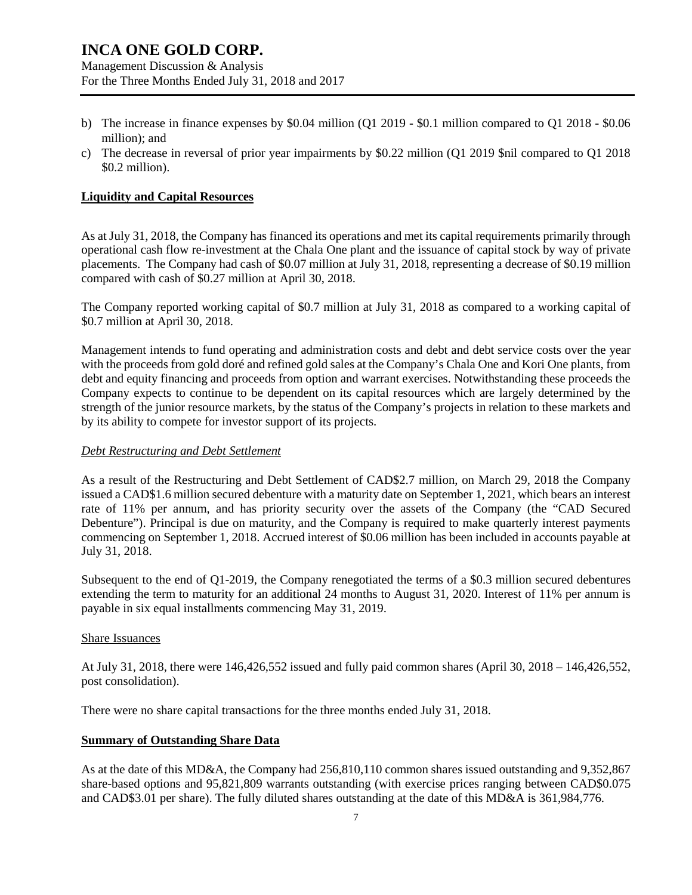b) The increase in finance expenses by $0.04 million (Q1 2019 - $0.1 million compared to Q1 2018 - $0.06 million); and

c) The decrease in reversal of prior year impairments by $0.22 million (Q1 2019 $nil compared to Q1 2018 $0.2 million).

## Liquidity and Capital Resources

As at July 31, 2018, the Company has financed its operations and met its capital requirements primarily through operational cash flow re-investment at the Chala One plant and the issuance of capital stock by way of private placements. The Company had cash of $0.07 million at July 31, 2018, representing a decrease of $0.19 million compared with cash of $0.27 million at April 30, 2018.

The Company reported working capital of $0.7 million at July 31, 2018 as compared to a working capital of $0.7 million at April 30, 2018.

Management intends to fund operating and administration costs and debt and debt service costs over the year with the proceeds from gold doré and refined gold sales at the Company's Chala One and Kori One plants, from debt and equity financing and proceeds from option and warrant exercises. Notwithstanding these proceeds the Company expects to continue to be dependent on its capital resources which are largely determined by the strength of the junior resource markets, by the status of the Company's projects in relation to these markets and by its ability to compete for investor support of its projects.

### *Debt Restructuring and Debt Settlement*

As a result of the Restructuring and Debt Settlement of CAD$2.7 million, on March 29, 2018 the Company issued a CAD$1.6 million secured debenture with a maturity date on September 1, 2021, which bears an interest rate of 11% per annum, and has priority security over the assets of the Company (the "CAD Secured Debenture"). Principal is due on maturity, and the Company is required to make quarterly interest payments commencing on September 1, 2018. Accrued interest of $0.06 million has been included in accounts payable at July 31, 2018.

Subsequent to the end of Q1-2019, the Company renegotiated the terms of a $0.3 million secured debentures extending the term to maturity for an additional 24 months to August 31, 2020. Interest of 11% per annum is payable in six equal installments commencing May 31, 2019.

### Share Issuances

At July 31, 2018, there were 146,426,552 issued and fully paid common shares (April 30, 2018 – 146,426,552, post consolidation).

There were no share capital transactions for the three months ended July 31, 2018.

## Summary of Outstanding Share Data

As at the date of this MD&A, the Company had 256,810,110 common shares issued outstanding and 9,352,867 share-based options and 95,821,809 warrants outstanding (with exercise prices ranging between CAD$0.075 and CAD$3.01 per share). The fully diluted shares outstanding at the date of this MD&A is 361,984,776.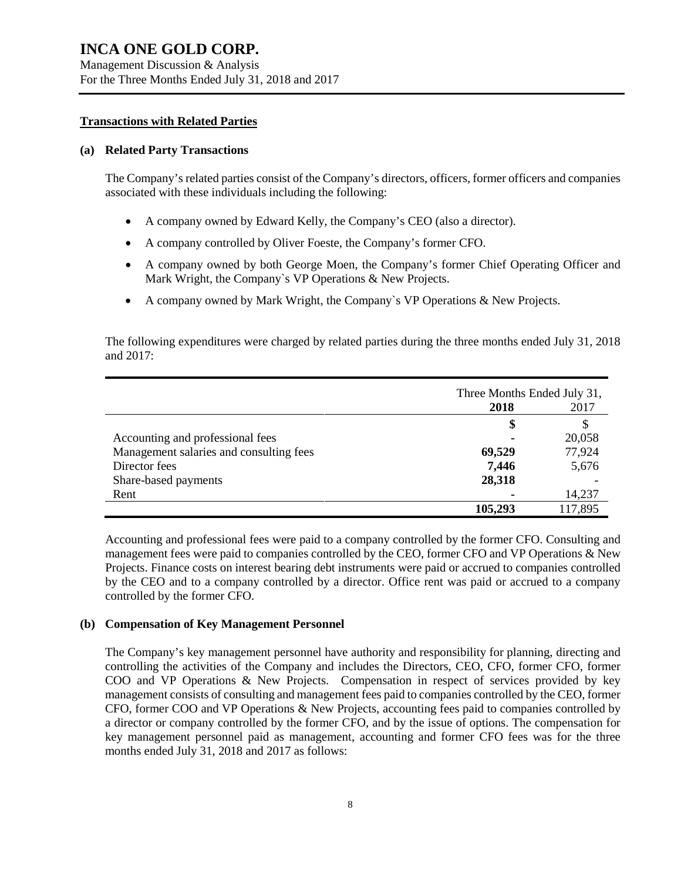## Transactions with Related Parties

### (a) Related Party Transactions

The Company's related parties consist of the Company's directors, officers, former officers and companies associated with these individuals including the following:

- A company owned by Edward Kelly, the Company's CEO (also a director).
- A company controlled by Oliver Foeste, the Company's former CFO.
- A company owned by both George Moen, the Company's former Chief Operating Officer and Mark Wright, the Company`s VP Operations & New Projects.
- A company owned by Mark Wright, the Company`s VP Operations & New Projects.

The following expenditures were charged by related parties during the three months ended July 31, 2018 and 2017:

| | Three Months Ended July 31, | |
|---|---|---|
| | **2018** | 2017 |
| | **$** | $ |
| Accounting and professional fees | **-** | 20,058 |
| Management salaries and consulting fees | **69,529** | 77,924 |
| Director fees | **7,446** | 5,676 |
| Share-based payments | **28,318** | - |
| Rent | **-** | 14,237 |
| | **105,293** | 117,895 |

Accounting and professional fees were paid to a company controlled by the former CFO. Consulting and management fees were paid to companies controlled by the CEO, former CFO and VP Operations & New Projects. Finance costs on interest bearing debt instruments were paid or accrued to companies controlled by the CEO and to a company controlled by a director. Office rent was paid or accrued to a company controlled by the former CFO.

### (b) Compensation of Key Management Personnel

The Company's key management personnel have authority and responsibility for planning, directing and controlling the activities of the Company and includes the Directors, CEO, CFO, former CFO, former COO and VP Operations & New Projects. Compensation in respect of services provided by key management consists of consulting and management fees paid to companies controlled by the CEO, former CFO, former COO and VP Operations & New Projects, accounting fees paid to companies controlled by a director or company controlled by the former CFO, and by the issue of options. The compensation for key management personnel paid as management, accounting and former CFO fees was for the three months ended July 31, 2018 and 2017 as follows: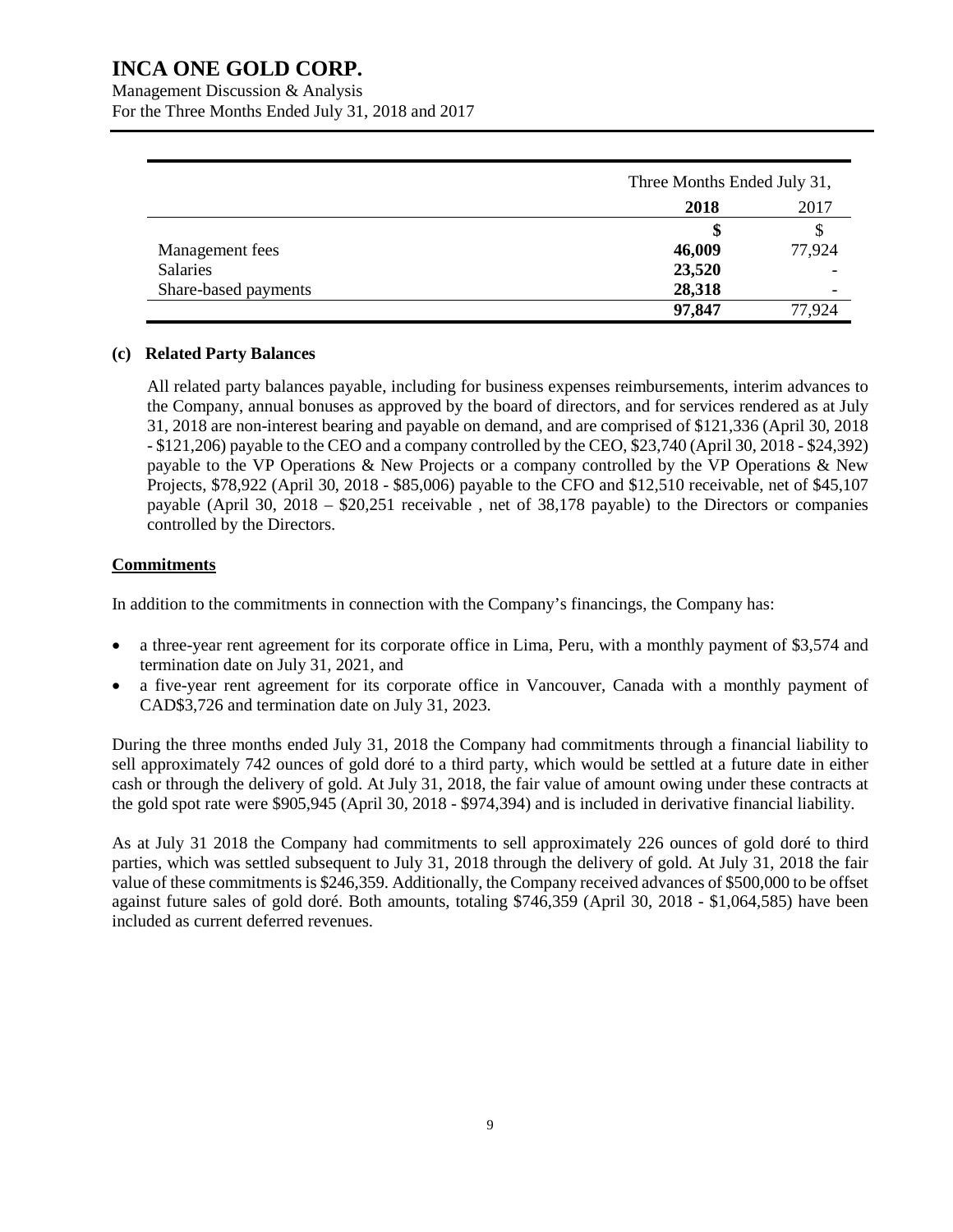| | Three Months Ended July 31, | |
|---|---|---|
| | **2018** | 2017 |
| | **$** | $ |
| Management fees | **46,009** | 77,924 |
| Salaries | **23,520** | - |
| Share-based payments | **28,318** | - |
| | **97,847** | 77,924 |

**(c) Related Party Balances**

All related party balances payable, including for business expenses reimbursements, interim advances to the Company, annual bonuses as approved by the board of directors, and for services rendered as at July 31, 2018 are non-interest bearing and payable on demand, and are comprised of $121,336 (April 30, 2018 - $121,206) payable to the CEO and a company controlled by the CEO, $23,740 (April 30, 2018 - $24,392) payable to the VP Operations & New Projects or a company controlled by the VP Operations & New Projects, $78,922 (April 30, 2018 - $85,006) payable to the CFO and $12,510 receivable, net of $45,107 payable (April 30, 2018 – $20,251 receivable , net of 38,178 payable) to the Directors or companies controlled by the Directors.

## Commitments

In addition to the commitments in connection with the Company's financings, the Company has:

- a three-year rent agreement for its corporate office in Lima, Peru, with a monthly payment of $3,574 and termination date on July 31, 2021, and
- a five-year rent agreement for its corporate office in Vancouver, Canada with a monthly payment of CAD$3,726 and termination date on July 31, 2023.

During the three months ended July 31, 2018 the Company had commitments through a financial liability to sell approximately 742 ounces of gold doré to a third party, which would be settled at a future date in either cash or through the delivery of gold. At July 31, 2018, the fair value of amount owing under these contracts at the gold spot rate were $905,945 (April 30, 2018 - $974,394) and is included in derivative financial liability.

As at July 31 2018 the Company had commitments to sell approximately 226 ounces of gold doré to third parties, which was settled subsequent to July 31, 2018 through the delivery of gold. At July 31, 2018 the fair value of these commitments is $246,359. Additionally, the Company received advances of $500,000 to be offset against future sales of gold doré. Both amounts, totaling $746,359 (April 30, 2018 - $1,064,585) have been included as current deferred revenues.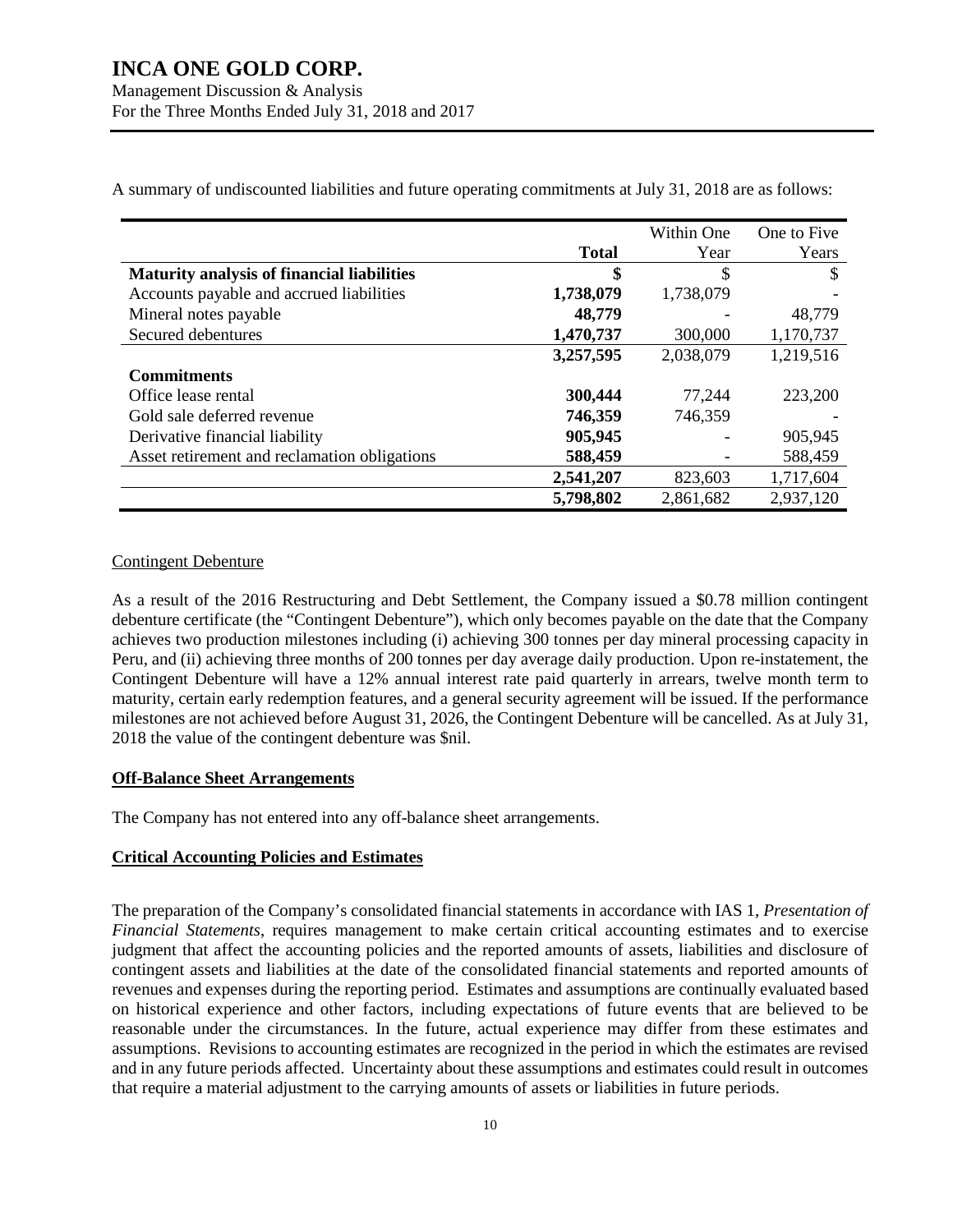A summary of undiscounted liabilities and future operating commitments at July 31, 2018 are as follows:

| | Total | Within One Year | One to Five Years |
|---|---|---|---|
| **Maturity analysis of financial liabilities** | **$** | $ | $ |
| Accounts payable and accrued liabilities | **1,738,079** | 1,738,079 | - |
| Mineral notes payable | **48,779** | - | 48,779 |
| Secured debentures | **1,470,737** | 300,000 | 1,170,737 |
| | **3,257,595** | 2,038,079 | 1,219,516 |
| **Commitments** | | | |
| Office lease rental | **300,444** | 77,244 | 223,200 |
| Gold sale deferred revenue | **746,359** | 746,359 | - |
| Derivative financial liability | **905,945** | - | 905,945 |
| Asset retirement and reclamation obligations | **588,459** | - | 588,459 |
| | **2,541,207** | 823,603 | 1,717,604 |
| | **5,798,802** | 2,861,682 | 2,937,120 |

Contingent Debenture

As a result of the 2016 Restructuring and Debt Settlement, the Company issued a $0.78 million contingent debenture certificate (the "Contingent Debenture"), which only becomes payable on the date that the Company achieves two production milestones including (i) achieving 300 tonnes per day mineral processing capacity in Peru, and (ii) achieving three months of 200 tonnes per day average daily production. Upon re-instatement, the Contingent Debenture will have a 12% annual interest rate paid quarterly in arrears, twelve month term to maturity, certain early redemption features, and a general security agreement will be issued. If the performance milestones are not achieved before August 31, 2026, the Contingent Debenture will be cancelled. As at July 31, 2018 the value of the contingent debenture was $nil.

## Off-Balance Sheet Arrangements

The Company has not entered into any off-balance sheet arrangements.

## Critical Accounting Policies and Estimates

The preparation of the Company's consolidated financial statements in accordance with IAS 1, *Presentation of Financial Statements*, requires management to make certain critical accounting estimates and to exercise judgment that affect the accounting policies and the reported amounts of assets, liabilities and disclosure of contingent assets and liabilities at the date of the consolidated financial statements and reported amounts of revenues and expenses during the reporting period. Estimates and assumptions are continually evaluated based on historical experience and other factors, including expectations of future events that are believed to be reasonable under the circumstances. In the future, actual experience may differ from these estimates and assumptions. Revisions to accounting estimates are recognized in the period in which the estimates are revised and in any future periods affected. Uncertainty about these assumptions and estimates could result in outcomes that require a material adjustment to the carrying amounts of assets or liabilities in future periods.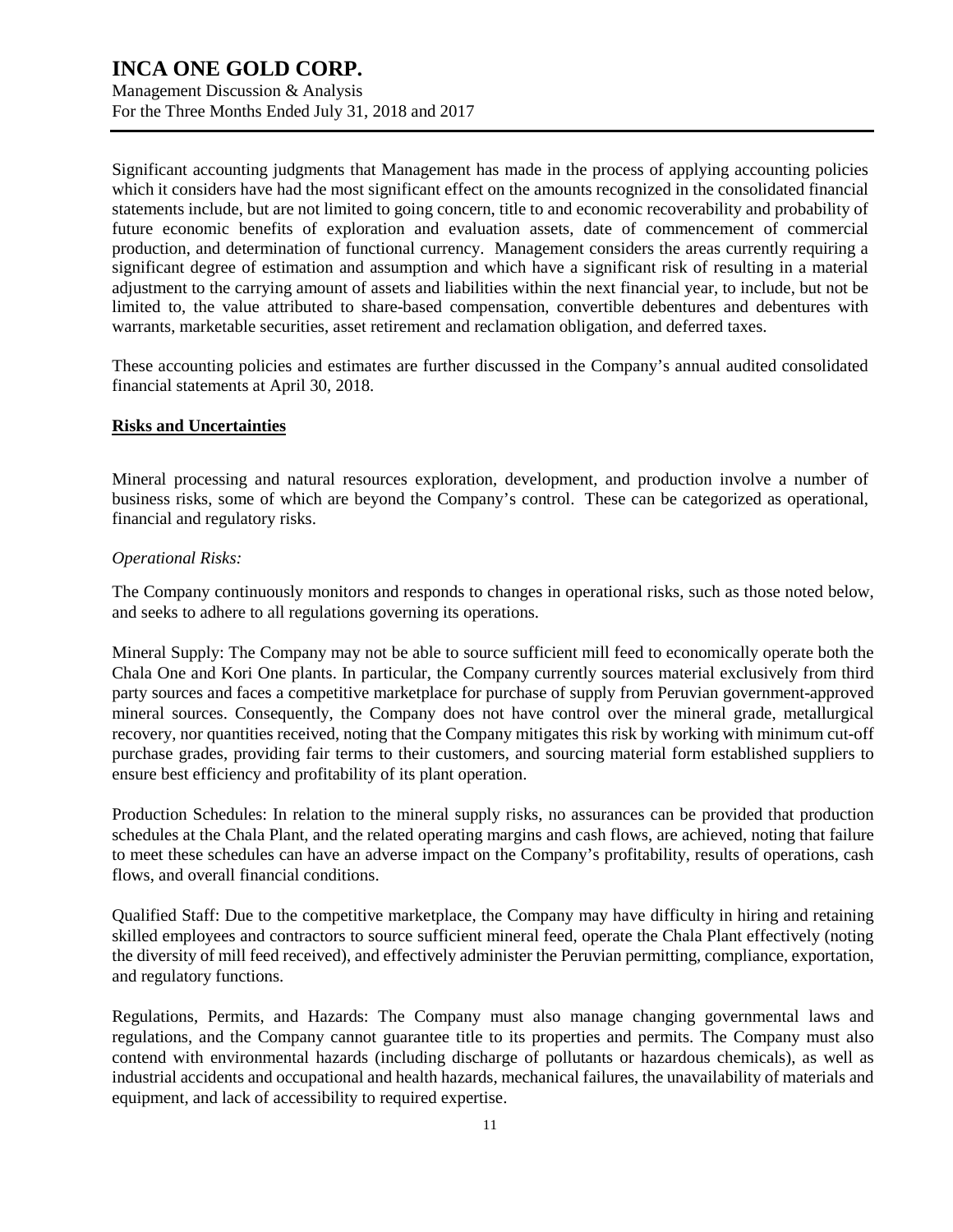Significant accounting judgments that Management has made in the process of applying accounting policies which it considers have had the most significant effect on the amounts recognized in the consolidated financial statements include, but are not limited to going concern, title to and economic recoverability and probability of future economic benefits of exploration and evaluation assets, date of commencement of commercial production, and determination of functional currency. Management considers the areas currently requiring a significant degree of estimation and assumption and which have a significant risk of resulting in a material adjustment to the carrying amount of assets and liabilities within the next financial year, to include, but not be limited to, the value attributed to share-based compensation, convertible debentures and debentures with warrants, marketable securities, asset retirement and reclamation obligation, and deferred taxes.

These accounting policies and estimates are further discussed in the Company's annual audited consolidated financial statements at April 30, 2018.

## Risks and Uncertainties

Mineral processing and natural resources exploration, development, and production involve a number of business risks, some of which are beyond the Company's control. These can be categorized as operational, financial and regulatory risks.

*Operational Risks:*

The Company continuously monitors and responds to changes in operational risks, such as those noted below, and seeks to adhere to all regulations governing its operations.

Mineral Supply: The Company may not be able to source sufficient mill feed to economically operate both the Chala One and Kori One plants. In particular, the Company currently sources material exclusively from third party sources and faces a competitive marketplace for purchase of supply from Peruvian government-approved mineral sources. Consequently, the Company does not have control over the mineral grade, metallurgical recovery, nor quantities received, noting that the Company mitigates this risk by working with minimum cut-off purchase grades, providing fair terms to their customers, and sourcing material form established suppliers to ensure best efficiency and profitability of its plant operation.

Production Schedules: In relation to the mineral supply risks, no assurances can be provided that production schedules at the Chala Plant, and the related operating margins and cash flows, are achieved, noting that failure to meet these schedules can have an adverse impact on the Company's profitability, results of operations, cash flows, and overall financial conditions.

Qualified Staff: Due to the competitive marketplace, the Company may have difficulty in hiring and retaining skilled employees and contractors to source sufficient mineral feed, operate the Chala Plant effectively (noting the diversity of mill feed received), and effectively administer the Peruvian permitting, compliance, exportation, and regulatory functions.

Regulations, Permits, and Hazards: The Company must also manage changing governmental laws and regulations, and the Company cannot guarantee title to its properties and permits. The Company must also contend with environmental hazards (including discharge of pollutants or hazardous chemicals), as well as industrial accidents and occupational and health hazards, mechanical failures, the unavailability of materials and equipment, and lack of accessibility to required expertise.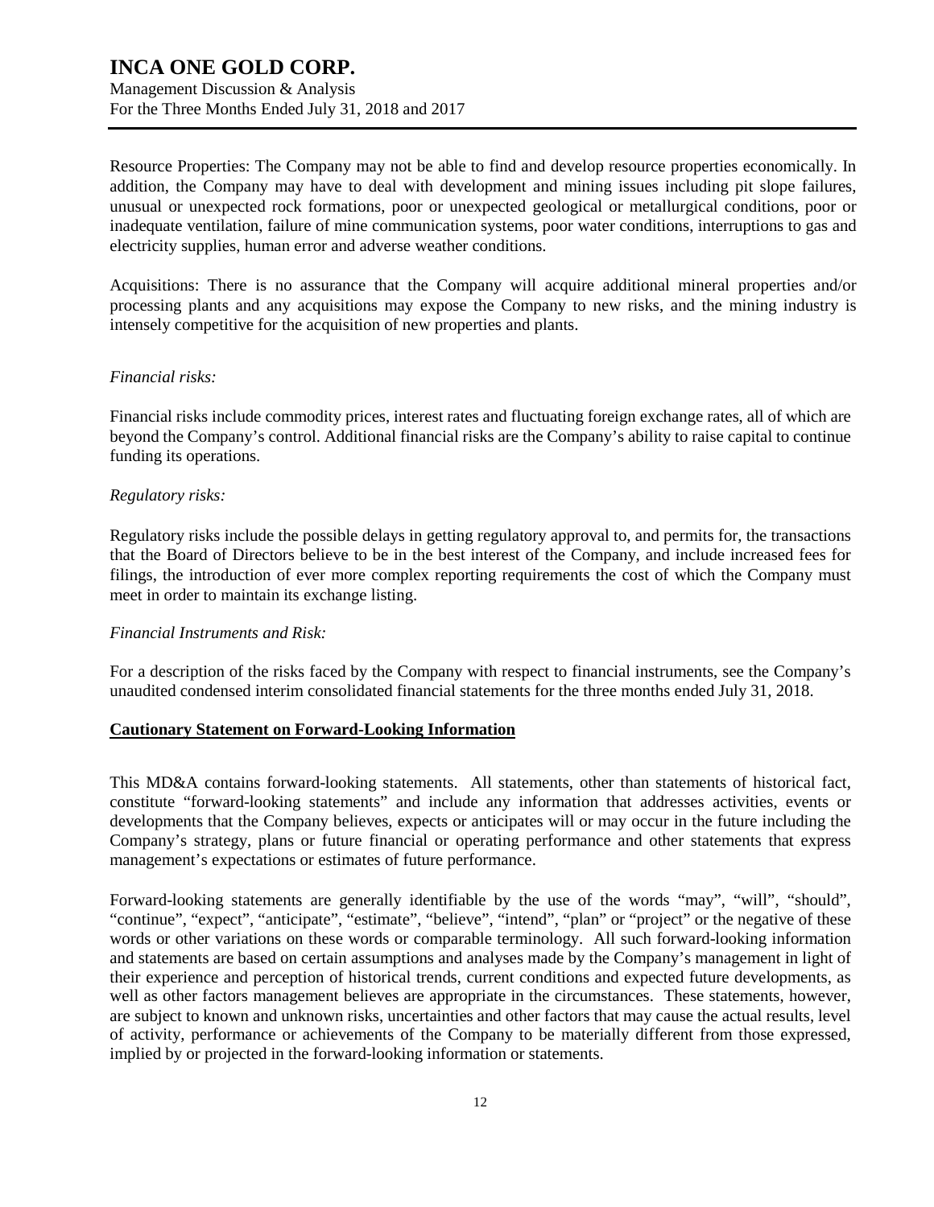Resource Properties: The Company may not be able to find and develop resource properties economically. In addition, the Company may have to deal with development and mining issues including pit slope failures, unusual or unexpected rock formations, poor or unexpected geological or metallurgical conditions, poor or inadequate ventilation, failure of mine communication systems, poor water conditions, interruptions to gas and electricity supplies, human error and adverse weather conditions.

Acquisitions: There is no assurance that the Company will acquire additional mineral properties and/or processing plants and any acquisitions may expose the Company to new risks, and the mining industry is intensely competitive for the acquisition of new properties and plants.

*Financial risks:*

Financial risks include commodity prices, interest rates and fluctuating foreign exchange rates, all of which are beyond the Company's control. Additional financial risks are the Company's ability to raise capital to continue funding its operations.

*Regulatory risks:*

Regulatory risks include the possible delays in getting regulatory approval to, and permits for, the transactions that the Board of Directors believe to be in the best interest of the Company, and include increased fees for filings, the introduction of ever more complex reporting requirements the cost of which the Company must meet in order to maintain its exchange listing.

*Financial Instruments and Risk:*

For a description of the risks faced by the Company with respect to financial instruments, see the Company's unaudited condensed interim consolidated financial statements for the three months ended July 31, 2018.

## Cautionary Statement on Forward-Looking Information

This MD&A contains forward-looking statements. All statements, other than statements of historical fact, constitute "forward-looking statements" and include any information that addresses activities, events or developments that the Company believes, expects or anticipates will or may occur in the future including the Company's strategy, plans or future financial or operating performance and other statements that express management's expectations or estimates of future performance.

Forward-looking statements are generally identifiable by the use of the words "may", "will", "should", "continue", "expect", "anticipate", "estimate", "believe", "intend", "plan" or "project" or the negative of these words or other variations on these words or comparable terminology. All such forward-looking information and statements are based on certain assumptions and analyses made by the Company's management in light of their experience and perception of historical trends, current conditions and expected future developments, as well as other factors management believes are appropriate in the circumstances. These statements, however, are subject to known and unknown risks, uncertainties and other factors that may cause the actual results, level of activity, performance or achievements of the Company to be materially different from those expressed, implied by or projected in the forward-looking information or statements.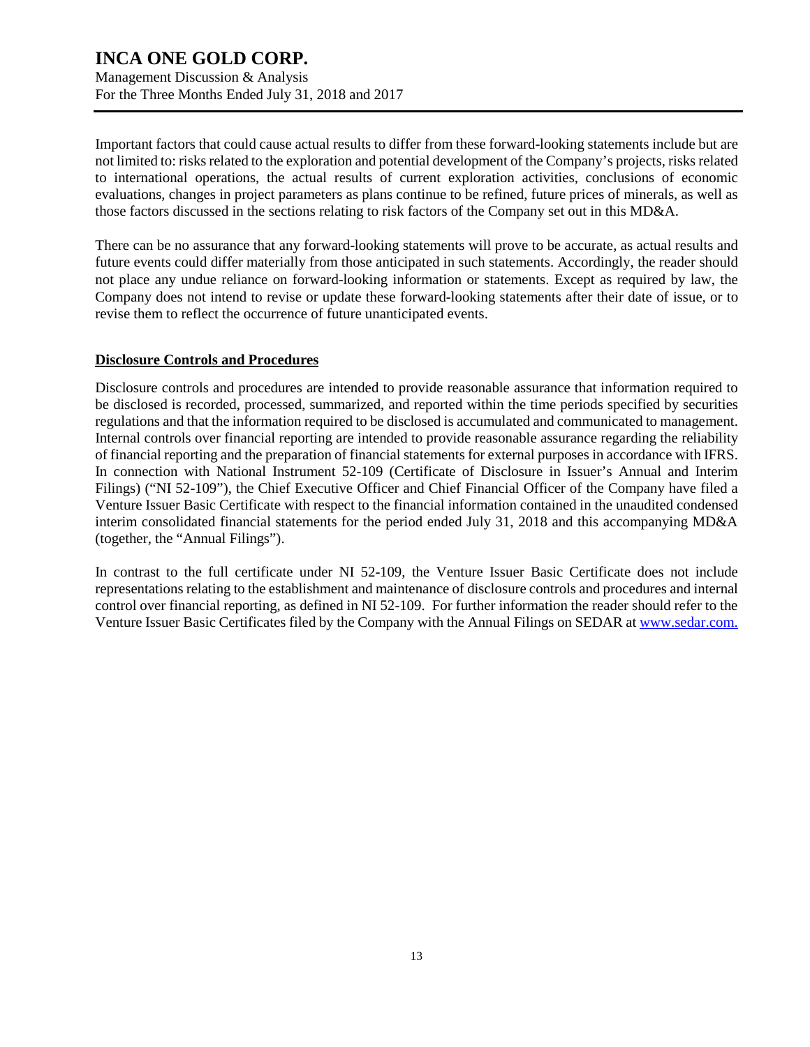Important factors that could cause actual results to differ from these forward-looking statements include but are not limited to: risks related to the exploration and potential development of the Company's projects, risks related to international operations, the actual results of current exploration activities, conclusions of economic evaluations, changes in project parameters as plans continue to be refined, future prices of minerals, as well as those factors discussed in the sections relating to risk factors of the Company set out in this MD&A.

There can be no assurance that any forward-looking statements will prove to be accurate, as actual results and future events could differ materially from those anticipated in such statements. Accordingly, the reader should not place any undue reliance on forward-looking information or statements. Except as required by law, the Company does not intend to revise or update these forward-looking statements after their date of issue, or to revise them to reflect the occurrence of future unanticipated events.

## Disclosure Controls and Procedures

Disclosure controls and procedures are intended to provide reasonable assurance that information required to be disclosed is recorded, processed, summarized, and reported within the time periods specified by securities regulations and that the information required to be disclosed is accumulated and communicated to management. Internal controls over financial reporting are intended to provide reasonable assurance regarding the reliability of financial reporting and the preparation of financial statements for external purposes in accordance with IFRS. In connection with National Instrument 52-109 (Certificate of Disclosure in Issuer's Annual and Interim Filings) ("NI 52-109"), the Chief Executive Officer and Chief Financial Officer of the Company have filed a Venture Issuer Basic Certificate with respect to the financial information contained in the unaudited condensed interim consolidated financial statements for the period ended July 31, 2018 and this accompanying MD&A (together, the "Annual Filings").

In contrast to the full certificate under NI 52-109, the Venture Issuer Basic Certificate does not include representations relating to the establishment and maintenance of disclosure controls and procedures and internal control over financial reporting, as defined in NI 52-109. For further information the reader should refer to the Venture Issuer Basic Certificates filed by the Company with the Annual Filings on SEDAR at www.sedar.com.